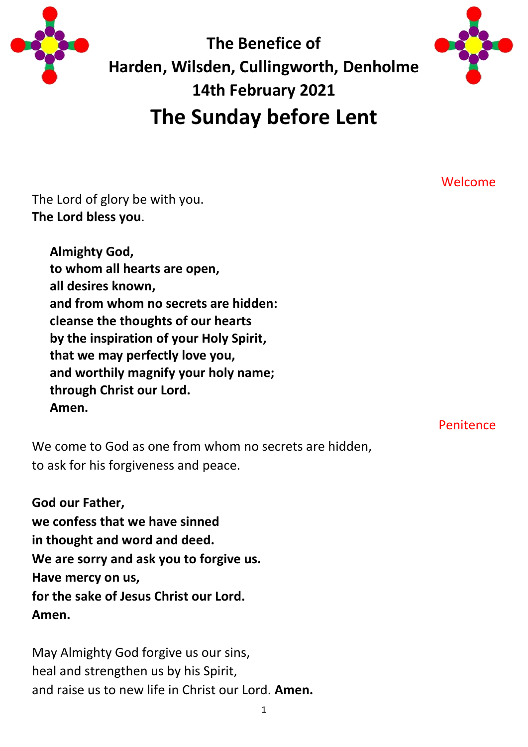# The Benefice of
# Harden, Wilsden, Cullingworth, Denholme
## 14th February 2021
# The Sunday before Lent

### Welcome

The Lord of glory be with you.
**The Lord bless you**.

**Almighty God,**
**to whom all hearts are open,**
**all desires known,**
**and from whom no secrets are hidden:**
**cleanse the thoughts of our hearts**
**by the inspiration of your Holy Spirit,**
**that we may perfectly love you,**
**and worthily magnify your holy name;**
**through Christ our Lord.**
**Amen.**

### Penitence

We come to God as one from whom no secrets are hidden,
to ask for his forgiveness and peace.

**God our Father,**
**we confess that we have sinned**
**in thought and word and deed.**
**We are sorry and ask you to forgive us.**
**Have mercy on us,**
**for the sake of Jesus Christ our Lord.**
**Amen.**

May Almighty God forgive us our sins,
heal and strengthen us by his Spirit,
and raise us to new life in Christ our Lord. **Amen.**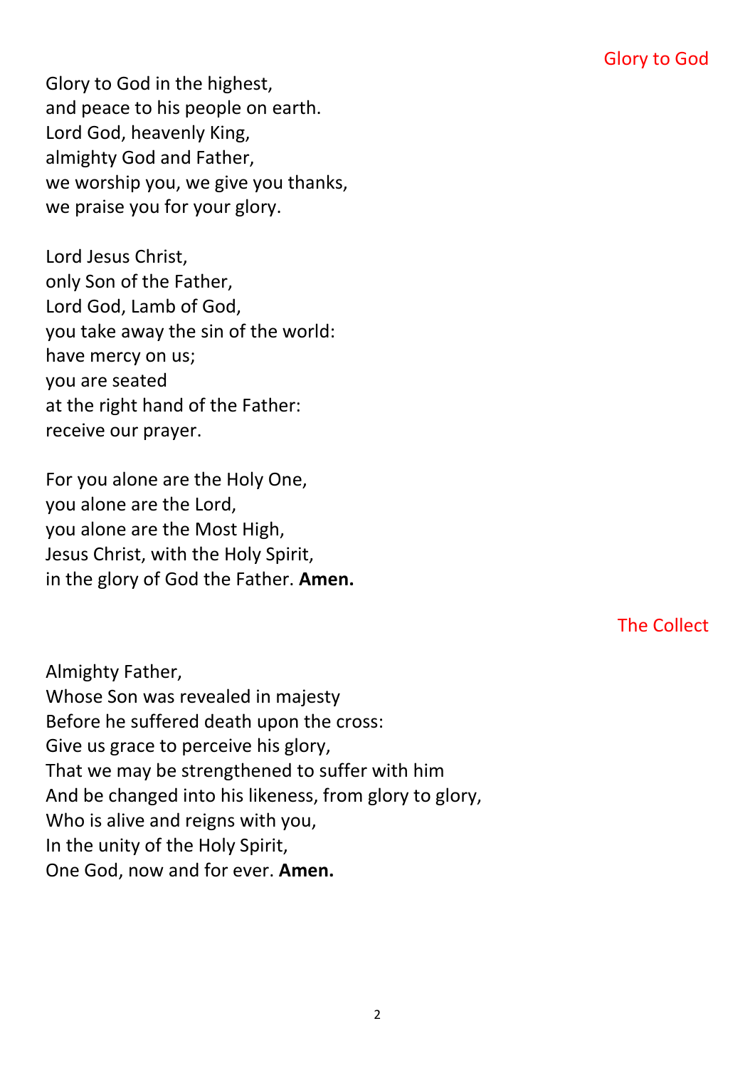## Glory to God

Glory to God in the highest,
and peace to his people on earth.
Lord God, heavenly King,
almighty God and Father,
we worship you, we give you thanks,
we praise you for your glory.

Lord Jesus Christ,
only Son of the Father,
Lord God, Lamb of God,
you take away the sin of the world:
have mercy on us;
you are seated
at the right hand of the Father:
receive our prayer.

For you alone are the Holy One,
you alone are the Lord,
you alone are the Most High,
Jesus Christ, with the Holy Spirit,
in the glory of God the Father. **Amen.**

## The Collect

Almighty Father,
Whose Son was revealed in majesty
Before he suffered death upon the cross:
Give us grace to perceive his glory,
That we may be strengthened to suffer with him
And be changed into his likeness, from glory to glory,
Who is alive and reigns with you,
In the unity of the Holy Spirit,
One God, now and for ever. **Amen.**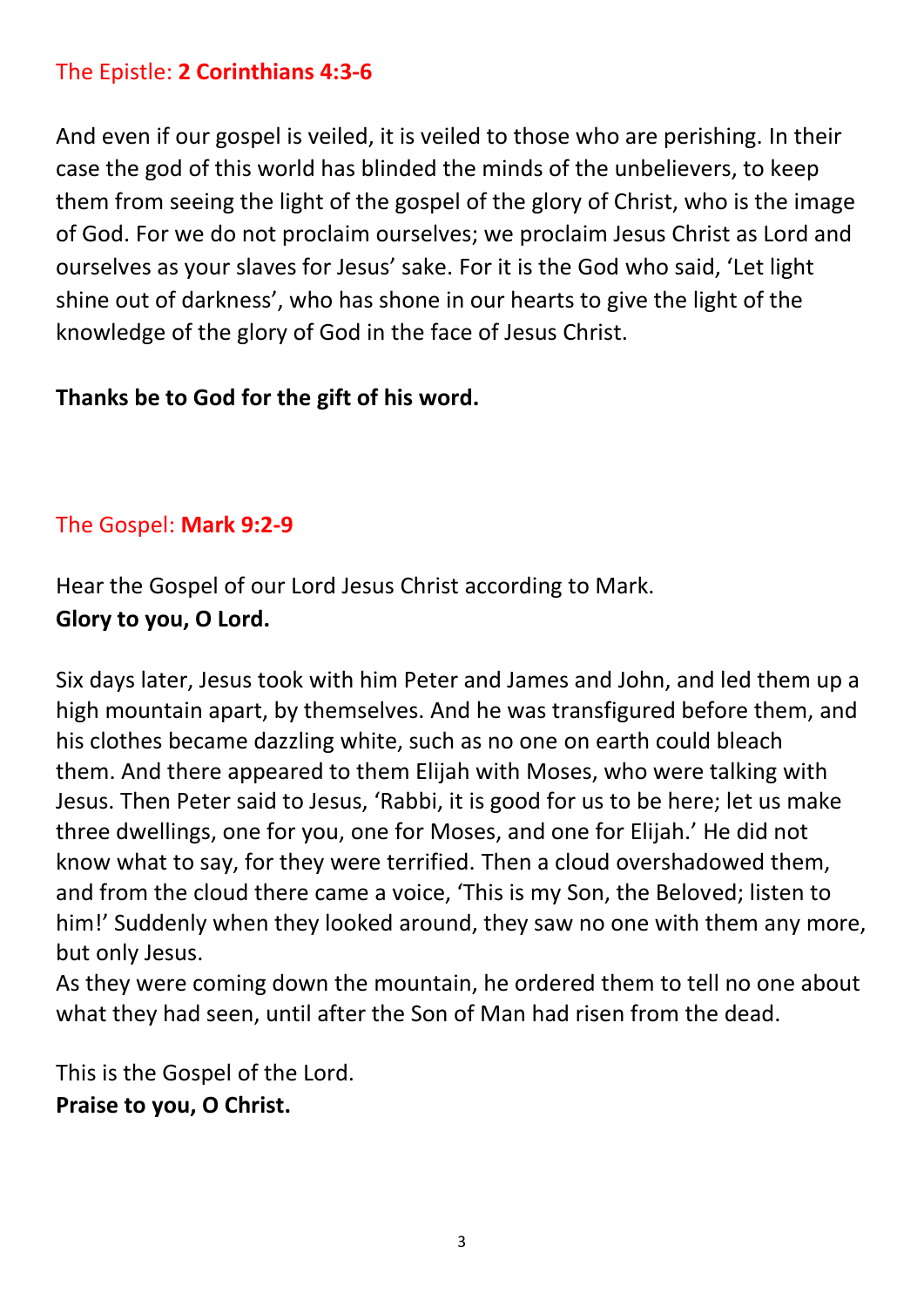## The Epistle: **2 Corinthians 4:3-6**

And even if our gospel is veiled, it is veiled to those who are perishing. In their case the god of this world has blinded the minds of the unbelievers, to keep them from seeing the light of the gospel of the glory of Christ, who is the image of God. For we do not proclaim ourselves; we proclaim Jesus Christ as Lord and ourselves as your slaves for Jesus' sake. For it is the God who said, 'Let light shine out of darkness', who has shone in our hearts to give the light of the knowledge of the glory of God in the face of Jesus Christ.

**Thanks be to God for the gift of his word.**

## The Gospel: **Mark 9:2-9**

Hear the Gospel of our Lord Jesus Christ according to Mark.
**Glory to you, O Lord.**

Six days later, Jesus took with him Peter and James and John, and led them up a high mountain apart, by themselves. And he was transfigured before them, and his clothes became dazzling white, such as no one on earth could bleach them. And there appeared to them Elijah with Moses, who were talking with Jesus. Then Peter said to Jesus, 'Rabbi, it is good for us to be here; let us make three dwellings, one for you, one for Moses, and one for Elijah.' He did not know what to say, for they were terrified. Then a cloud overshadowed them, and from the cloud there came a voice, 'This is my Son, the Beloved; listen to him!' Suddenly when they looked around, they saw no one with them any more, but only Jesus.
As they were coming down the mountain, he ordered them to tell no one about what they had seen, until after the Son of Man had risen from the dead.

This is the Gospel of the Lord.
**Praise to you, O Christ.**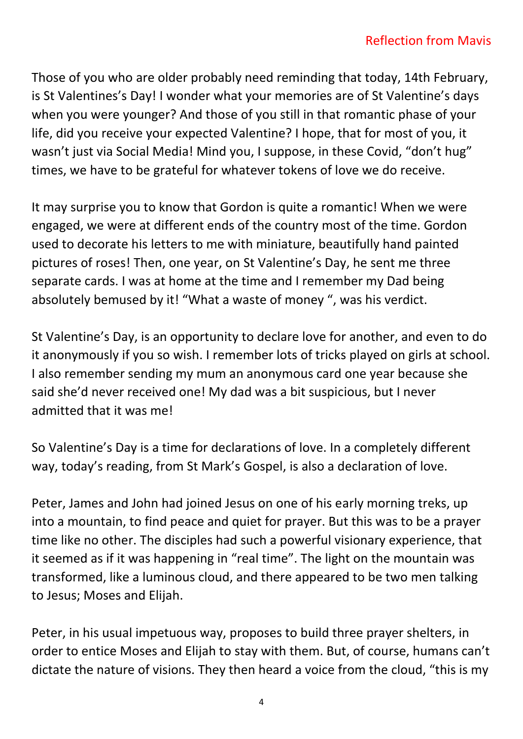Reflection from Mavis

Those of you who are older probably need reminding that today, 14th February, is St Valentines's Day! I wonder what your memories are of St Valentine's days when you were younger? And those of you still in that romantic phase of your life, did you receive your expected Valentine? I hope, that for most of you, it wasn't just via Social Media! Mind you, I suppose, in these Covid, "don't hug" times, we have to be grateful for whatever tokens of love we do receive.

It may surprise you to know that Gordon is quite a romantic! When we were engaged, we were at different ends of the country most of the time. Gordon used to decorate his letters to me with miniature, beautifully hand painted pictures of roses! Then, one year, on St Valentine's Day, he sent me three separate cards. I was at home at the time and I remember my Dad being absolutely bemused by it! "What a waste of money ", was his verdict.

St Valentine's Day, is an opportunity to declare love for another, and even to do it anonymously if you so wish. I remember lots of tricks played on girls at school. I also remember sending my mum an anonymous card one year because she said she'd never received one! My dad was a bit suspicious, but I never admitted that it was me!

So Valentine's Day is a time for declarations of love. In a completely different way, today's reading, from St Mark's Gospel, is also a declaration of love.

Peter, James and John had joined Jesus on one of his early morning treks, up into a mountain, to find peace and quiet for prayer. But this was to be a prayer time like no other. The disciples had such a powerful visionary experience, that it seemed as if it was happening in "real time". The light on the mountain was transformed, like a luminous cloud, and there appeared to be two men talking to Jesus; Moses and Elijah.

Peter, in his usual impetuous way, proposes to build three prayer shelters, in order to entice Moses and Elijah to stay with them. But, of course, humans can't dictate the nature of visions. They then heard a voice from the cloud, "this is my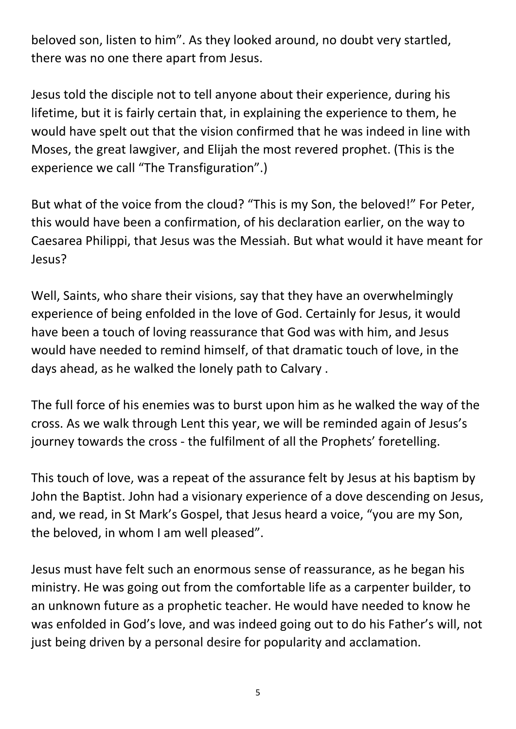beloved son, listen to him". As they looked around, no doubt very startled, there was no one there apart from Jesus.

Jesus told the disciple not to tell anyone about their experience, during his lifetime, but it is fairly certain that, in explaining the experience to them, he would have spelt out that the vision confirmed that he was indeed in line with Moses, the great lawgiver, and Elijah the most revered prophet. (This is the experience we call "The Transfiguration".)

But what of the voice from the cloud? "This is my Son, the beloved!" For Peter, this would have been a confirmation, of his declaration earlier, on the way to Caesarea Philippi, that Jesus was the Messiah. But what would it have meant for Jesus?

Well, Saints, who share their visions, say that they have an overwhelmingly experience of being enfolded in the love of God. Certainly for Jesus, it would have been a touch of loving reassurance that God was with him, and Jesus would have needed to remind himself, of that dramatic touch of love, in the days ahead, as he walked the lonely path to Calvary .

The full force of his enemies was to burst upon him as he walked the way of the cross. As we walk through Lent this year, we will be reminded again of Jesus's journey towards the cross - the fulfilment of all the Prophets' foretelling.

This touch of love, was a repeat of the assurance felt by Jesus at his baptism by John the Baptist. John had a visionary experience of a dove descending on Jesus, and, we read, in St Mark's Gospel, that Jesus heard a voice, "you are my Son, the beloved, in whom I am well pleased".

Jesus must have felt such an enormous sense of reassurance, as he began his ministry. He was going out from the comfortable life as a carpenter builder, to an unknown future as a prophetic teacher. He would have needed to know he was enfolded in God's love, and was indeed going out to do his Father's will, not just being driven by a personal desire for popularity and acclamation.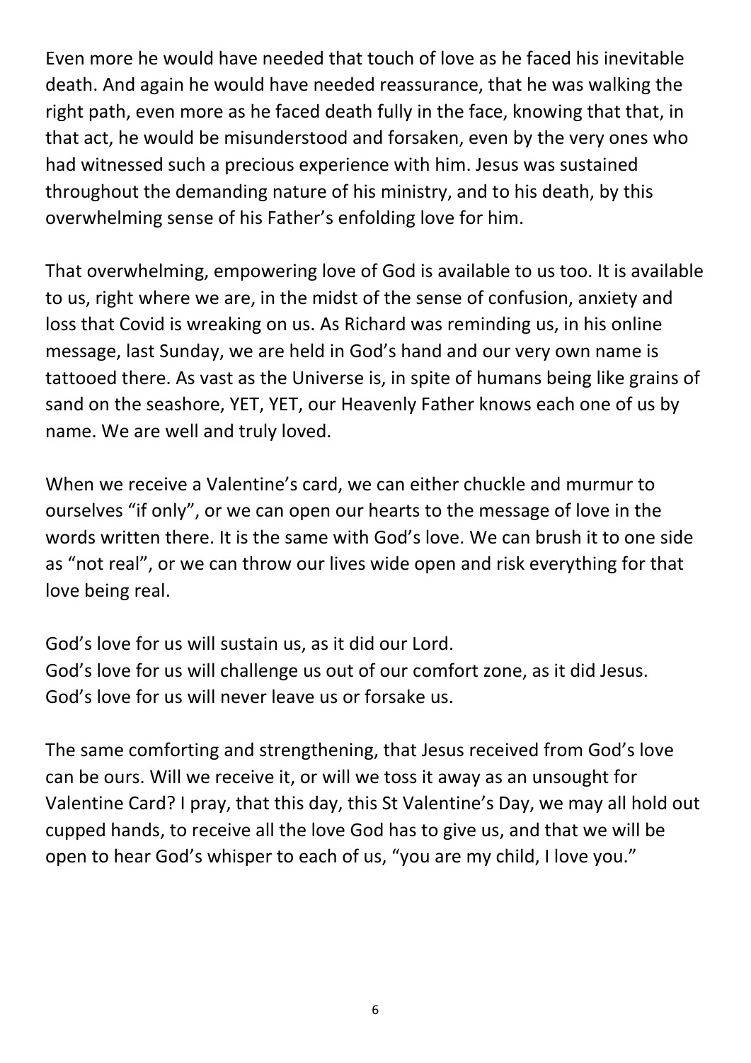Even more he would have needed that touch of love as he faced his inevitable death. And again he would have needed reassurance, that he was walking the right path, even more as he faced death fully in the face, knowing that that, in that act, he would be misunderstood and forsaken, even by the very ones who had witnessed such a precious experience with him. Jesus was sustained throughout the demanding nature of his ministry, and to his death, by this overwhelming sense of his Father's enfolding love for him.

That overwhelming, empowering love of God is available to us too. It is available to us, right where we are, in the midst of the sense of confusion, anxiety and loss that Covid is wreaking on us. As Richard was reminding us, in his online message, last Sunday, we are held in God's hand and our very own name is tattooed there. As vast as the Universe is, in spite of humans being like grains of sand on the seashore, YET, YET, our Heavenly Father knows each one of us by name. We are well and truly loved.

When we receive a Valentine's card, we can either chuckle and murmur to ourselves "if only", or we can open our hearts to the message of love in the words written there. It is the same with God's love. We can brush it to one side as "not real", or we can throw our lives wide open and risk everything for that love being real.

God's love for us will sustain us, as it did our Lord.
God's love for us will challenge us out of our comfort zone, as it did Jesus.
God's love for us will never leave us or forsake us.

The same comforting and strengthening, that Jesus received from God's love can be ours. Will we receive it, or will we toss it away as an unsought for Valentine Card? I pray, that this day, this St Valentine's Day, we may all hold out cupped hands, to receive all the love God has to give us, and that we will be open to hear God's whisper to each of us, "you are my child, I love you."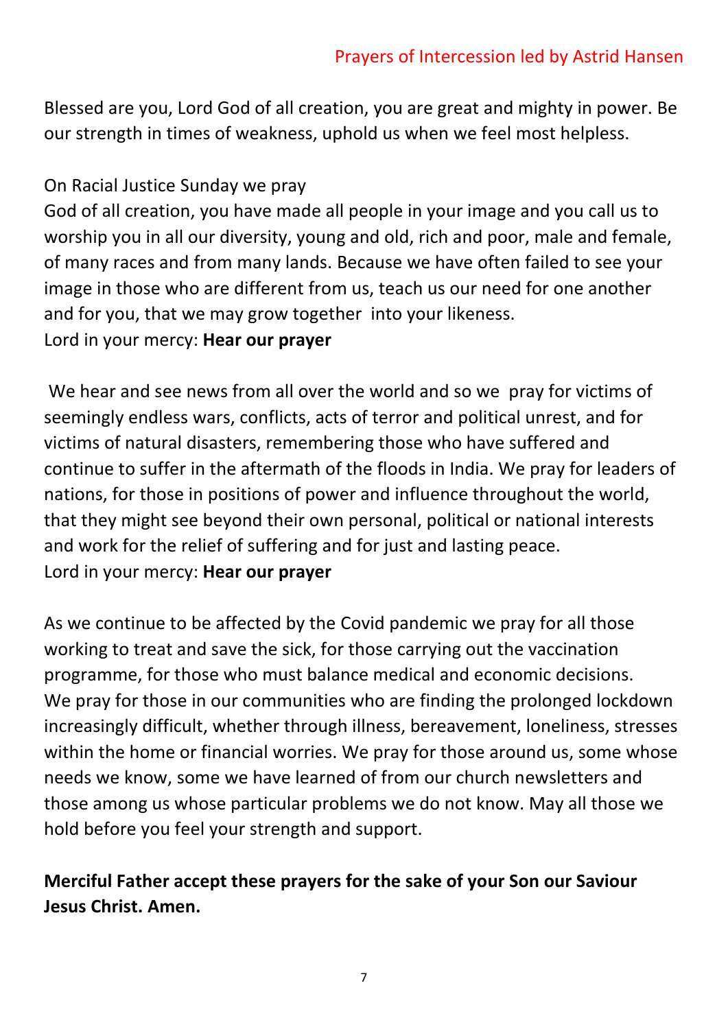## Prayers of Intercession led by Astrid Hansen

Blessed are you, Lord God of all creation, you are great and mighty in power. Be our strength in times of weakness, uphold us when we feel most helpless.

On Racial Justice Sunday we pray
God of all creation, you have made all people in your image and you call us to worship you in all our diversity, young and old, rich and poor, male and female, of many races and from many lands. Because we have often failed to see your image in those who are different from us, teach us our need for one another and for you, that we may grow together into your likeness.
Lord in your mercy: **Hear our prayer**

We hear and see news from all over the world and so we pray for victims of seemingly endless wars, conflicts, acts of terror and political unrest, and for victims of natural disasters, remembering those who have suffered and continue to suffer in the aftermath of the floods in India. We pray for leaders of nations, for those in positions of power and influence throughout the world, that they might see beyond their own personal, political or national interests and work for the relief of suffering and for just and lasting peace.
Lord in your mercy: **Hear our prayer**

As we continue to be affected by the Covid pandemic we pray for all those working to treat and save the sick, for those carrying out the vaccination programme, for those who must balance medical and economic decisions.
We pray for those in our communities who are finding the prolonged lockdown increasingly difficult, whether through illness, bereavement, loneliness, stresses within the home or financial worries. We pray for those around us, some whose needs we know, some we have learned of from our church newsletters and those among us whose particular problems we do not know. May all those we hold before you feel your strength and support.

**Merciful Father accept these prayers for the sake of your Son our Saviour Jesus Christ. Amen.**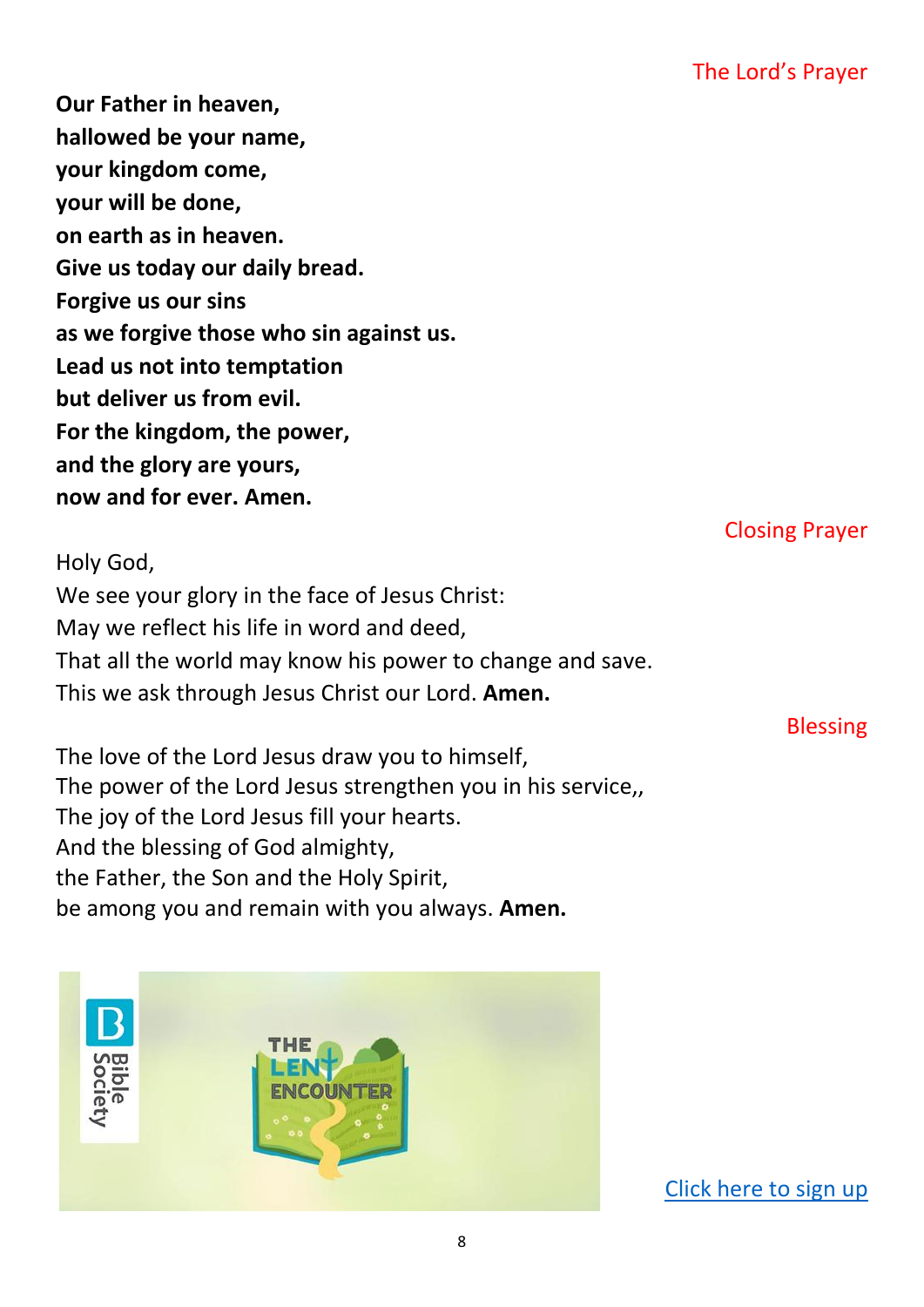## The Lord's Prayer

**Our Father in heaven,**
**hallowed be your name,**
**your kingdom come,**
**your will be done,**
**on earth as in heaven.**
**Give us today our daily bread.**
**Forgive us our sins**
**as we forgive those who sin against us.**
**Lead us not into temptation**
**but deliver us from evil.**
**For the kingdom, the power,**
**and the glory are yours,**
**now and for ever. Amen.**

## Closing Prayer

Holy God,
We see your glory in the face of Jesus Christ:
May we reflect his life in word and deed,
That all the world may know his power to change and save.
This we ask through Jesus Christ our Lord. **Amen.**

## Blessing

The love of the Lord Jesus draw you to himself,
The power of the Lord Jesus strengthen you in his service,,
The joy of the Lord Jesus fill your hearts.
And the blessing of God almighty,
the Father, the Son and the Holy Spirit,
be among you and remain with you always. **Amen.**

Bible Society

THE LENT ENCOUNTER

Click here to sign up